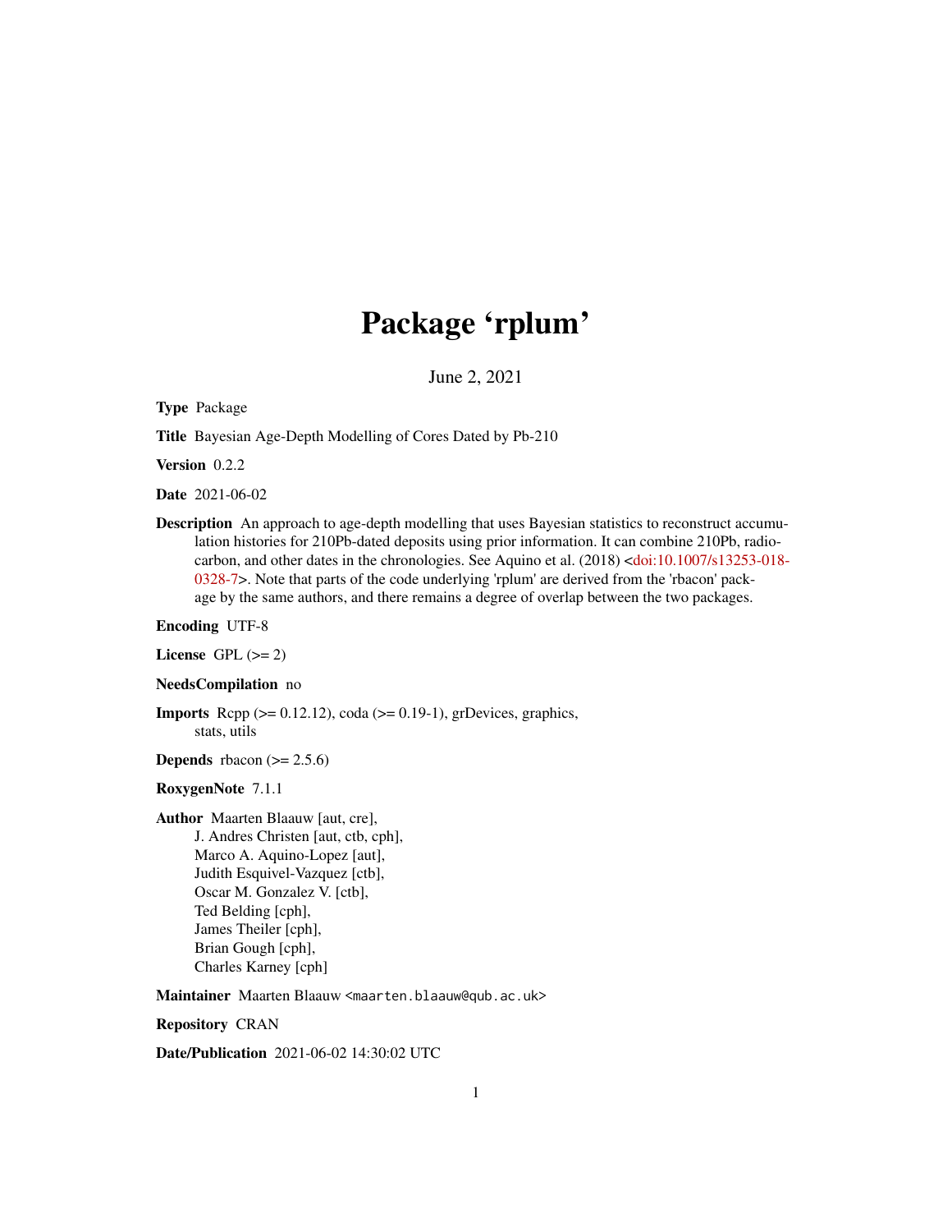# Package 'rplum'

June 2, 2021

**Type** Package

**Title** Bayesian Age-Depth Modelling of Cores Dated by Pb-210

**Version** 0.2.2

**Date** 2021-06-02

**Description** An approach to age-depth modelling that uses Bayesian statistics to reconstruct accumulation histories for 210Pb-dated deposits using prior information. It can combine 210Pb, radiocarbon, and other dates in the chronologies. See Aquino et al. (2018) <doi:10.1007/s13253-018-0328-7>. Note that parts of the code underlying 'rplum' are derived from the 'rbacon' package by the same authors, and there remains a degree of overlap between the two packages.

**Encoding** UTF-8

**License** GPL (>= 2)

**NeedsCompilation** no

**Imports** Rcpp (>= 0.12.12), coda (>= 0.19-1), grDevices, graphics, stats, utils

**Depends** rbacon (>= 2.5.6)

**RoxygenNote** 7.1.1

**Author** Maarten Blaauw [aut, cre],
J. Andres Christen [aut, ctb, cph],
Marco A. Aquino-Lopez [aut],
Judith Esquivel-Vazquez [ctb],
Oscar M. Gonzalez V. [ctb],
Ted Belding [cph],
James Theiler [cph],
Brian Gough [cph],
Charles Karney [cph]

**Maintainer** Maarten Blaauw <maarten.blaauw@qub.ac.uk>

**Repository** CRAN

**Date/Publication** 2021-06-02 14:30:02 UTC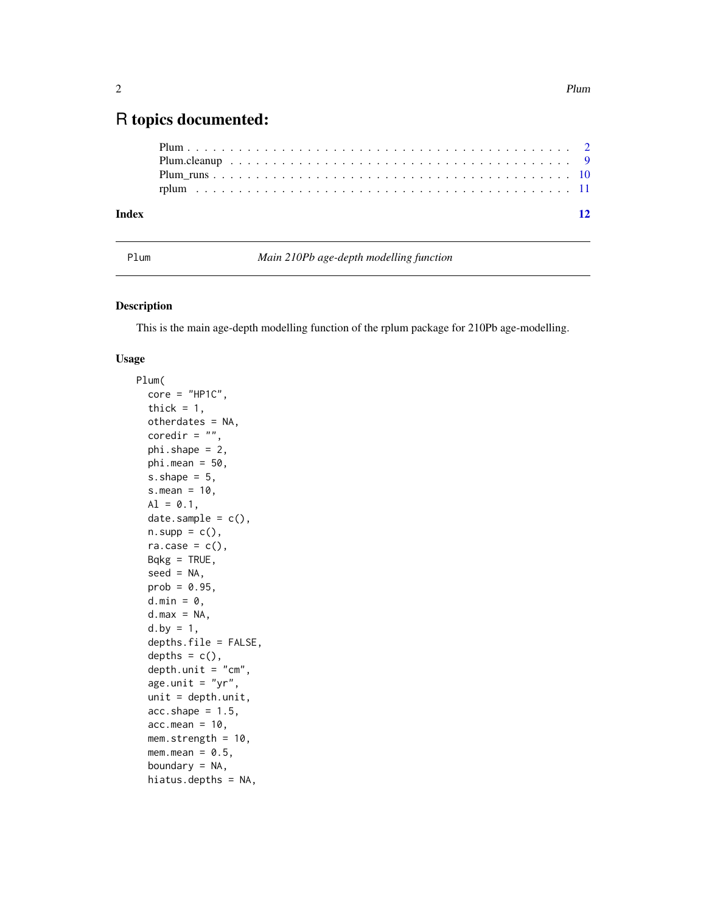# R topics documented:

Plum . . . . . . . . . . . . . . . . . . . . . . . . . . . . . . . . . . . . . . . . . . 2
Plum.cleanup . . . . . . . . . . . . . . . . . . . . . . . . . . . . . . . . . . . . . 9
Plum_runs . . . . . . . . . . . . . . . . . . . . . . . . . . . . . . . . . . . . . . 10
rplum . . . . . . . . . . . . . . . . . . . . . . . . . . . . . . . . . . . . . . . . . 11

**Index** **12**

---

Plum *Main 210Pb age-depth modelling function*

---

## Description

This is the main age-depth modelling function of the rplum package for 210Pb age-modelling.

## Usage

```
Plum(
  core = "HP1C",
  thick = 1,
  otherdates = NA,
  coredir = "",
  phi.shape = 2,
  phi.mean = 50,
  s.shape = 5,
  s.mean = 10,
  Al = 0.1,
  date.sample = c(),
  n.supp = c(),
  ra.case = c(),
  Bqkg = TRUE,
  seed = NA,
  prob = 0.95,
  d.min = 0,
  d.max = NA,
  d.by = 1,
  depths.file = FALSE,
  depths = c(),
  depth.unit = "cm",
  age.unit = "yr",
  unit = depth.unit,
  acc.shape = 1.5,
  acc.mean = 10,
  mem.strength = 10,
  mem.mean = 0.5,
  boundary = NA,
  hiatus.depths = NA,
```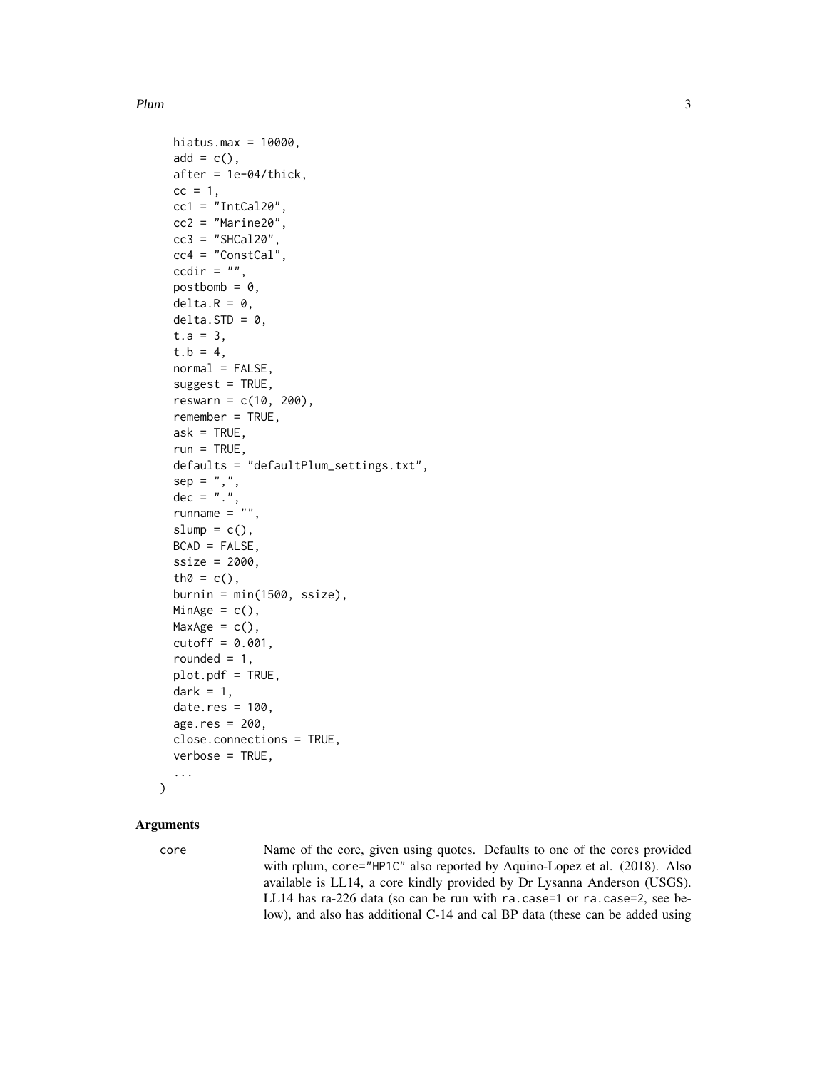```
  hiatus.max = 10000,
  add = c(),
  after = 1e-04/thick,
  cc = 1,
  cc1 = "IntCal20",
  cc2 = "Marine20",
  cc3 = "SHCal20",
  cc4 = "ConstCal",
  ccdir = "",
  postbomb = 0,
  delta.R = 0,
  delta.STD = 0,
  t.a = 3,
  t.b = 4,
  normal = FALSE,
  suggest = TRUE,
  reswarn = c(10, 200),
  remember = TRUE,
  ask = TRUE,
  run = TRUE,
  defaults = "defaultPlum_settings.txt",
  sep = ",",
  dec = ".",
  runname = "",
  slump = c(),
  BCAD = FALSE,
  ssize = 2000,
  th0 = c(),
  burnin = min(1500, ssize),
  MinAge = c(),
  MaxAge = c(),
  cutoff = 0.001,
  rounded = 1,
  plot.pdf = TRUE,
  dark = 1,
  date.res = 100,
  age.res = 200,
  close.connections = TRUE,
  verbose = TRUE,
  ...
)
```

## Arguments

`core` Name of the core, given using quotes. Defaults to one of the cores provided with rplum, `core="HP1C"` also reported by Aquino-Lopez et al. (2018). Also available is LL14, a core kindly provided by Dr Lysanna Anderson (USGS). LL14 has ra-226 data (so can be run with `ra.case=1` or `ra.case=2`, see below), and also has additional C-14 and cal BP data (these can be added using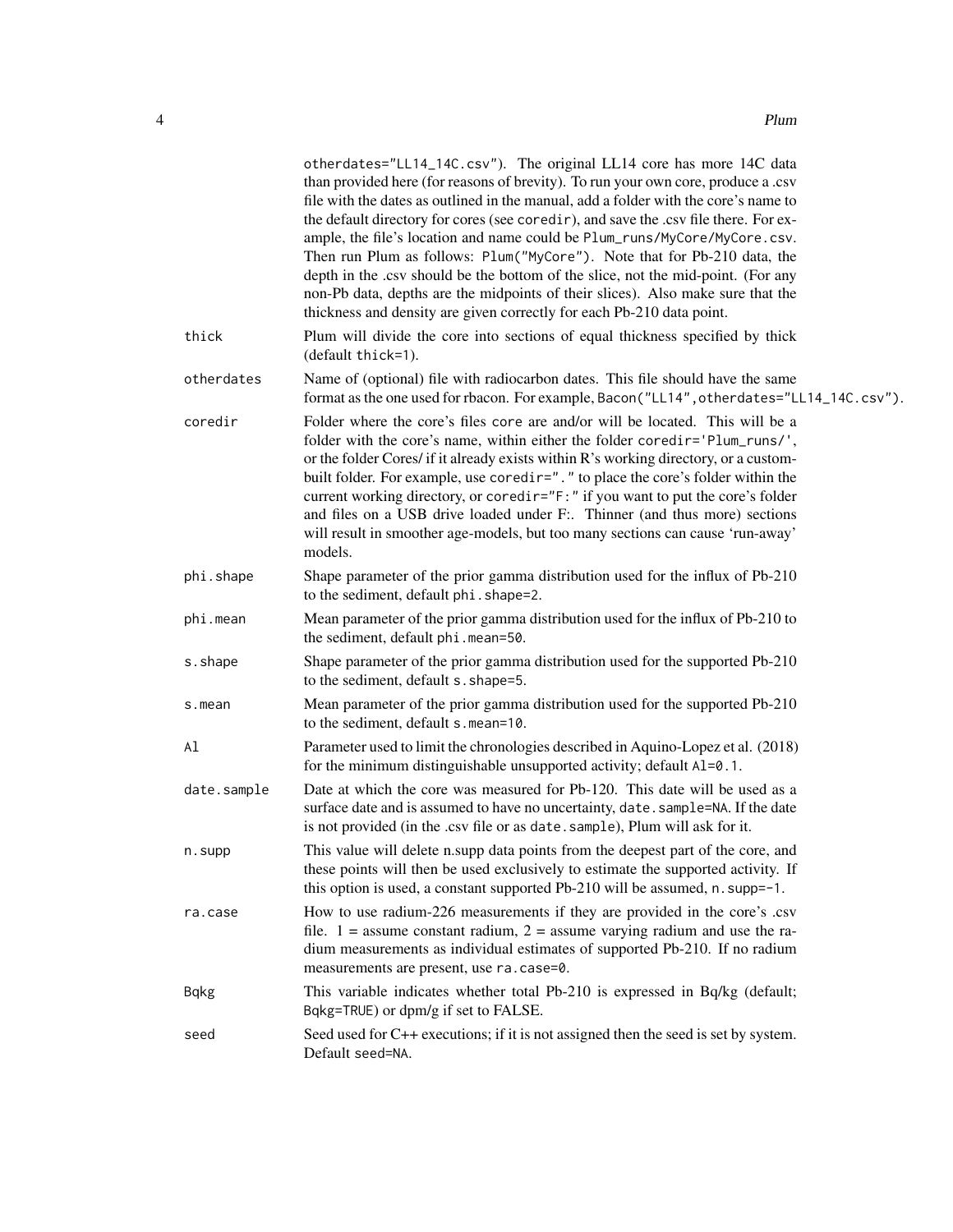otherdates="LL14_14C.csv"). The original LL14 core has more 14C data than provided here (for reasons of brevity). To run your own core, produce a .csv file with the dates as outlined in the manual, add a folder with the core's name to the default directory for cores (see `coredir`), and save the .csv file there. For example, the file's location and name could be `Plum_runs/MyCore/MyCore.csv`. Then run Plum as follows: `Plum("MyCore")`. Note that for Pb-210 data, the depth in the .csv should be the bottom of the slice, not the mid-point. (For any non-Pb data, depths are the midpoints of their slices). Also make sure that the thickness and density are given correctly for each Pb-210 data point.

`thick`
: Plum will divide the core into sections of equal thickness specified by thick (default `thick=1`).

`otherdates`
: Name of (optional) file with radiocarbon dates. This file should have the same format as the one used for rbacon. For example, `Bacon("LL14",otherdates="LL14_14C.csv")`.

`coredir`
: Folder where the core's files `core` are and/or will be located. This will be a folder with the core's name, within either the folder `coredir='Plum_runs/'`, or the folder Cores/ if it already exists within R's working directory, or a custom-built folder. For example, use `coredir="."` to place the core's folder within the current working directory, or `coredir="F:"` if you want to put the core's folder and files on a USB drive loaded under F:. Thinner (and thus more) sections will result in smoother age-models, but too many sections can cause 'run-away' models.

`phi.shape`
: Shape parameter of the prior gamma distribution used for the influx of Pb-210 to the sediment, default `phi.shape=2`.

`phi.mean`
: Mean parameter of the prior gamma distribution used for the influx of Pb-210 to the sediment, default `phi.mean=50`.

`s.shape`
: Shape parameter of the prior gamma distribution used for the supported Pb-210 to the sediment, default `s.shape=5`.

`s.mean`
: Mean parameter of the prior gamma distribution used for the supported Pb-210 to the sediment, default `s.mean=10`.

`Al`
: Parameter used to limit the chronologies described in Aquino-Lopez et al. (2018) for the minimum distinguishable unsupported activity; default `Al=0.1`.

`date.sample`
: Date at which the core was measured for Pb-120. This date will be used as a surface date and is assumed to have no uncertainty, `date.sample=NA`. If the date is not provided (in the .csv file or as `date.sample`), Plum will ask for it.

`n.supp`
: This value will delete n.supp data points from the deepest part of the core, and these points will then be used exclusively to estimate the supported activity. If this option is used, a constant supported Pb-210 will be assumed, `n.supp=-1`.

`ra.case`
: How to use radium-226 measurements if they are provided in the core's .csv file. 1 = assume constant radium, 2 = assume varying radium and use the radium measurements as individual estimates of supported Pb-210. If no radium measurements are present, use `ra.case=0`.

`Bqkg`
: This variable indicates whether total Pb-210 is expressed in Bq/kg (default; `Bqkg=TRUE`) or dpm/g if set to FALSE.

`seed`
: Seed used for C++ executions; if it is not assigned then the seed is set by system. Default `seed=NA`.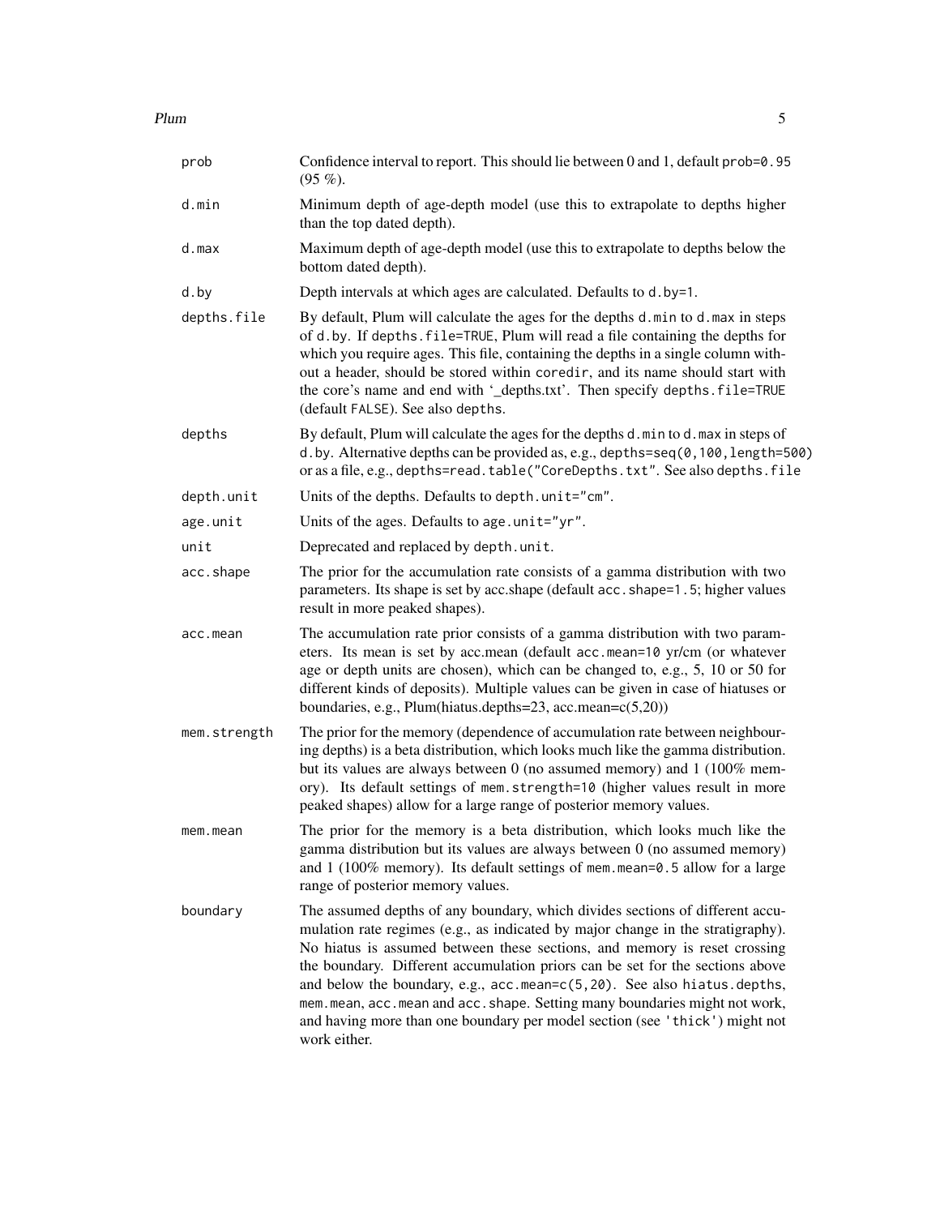| | |
|---|---|
| `prob` | Confidence interval to report. This should lie between 0 and 1, default `prob=0.95` (95 %). |
| `d.min` | Minimum depth of age-depth model (use this to extrapolate to depths higher than the top dated depth). |
| `d.max` | Maximum depth of age-depth model (use this to extrapolate to depths below the bottom dated depth). |
| `d.by` | Depth intervals at which ages are calculated. Defaults to `d.by=1`. |
| `depths.file` | By default, Plum will calculate the ages for the depths `d.min` to `d.max` in steps of `d.by`. If `depths.file=TRUE`, Plum will read a file containing the depths for which you require ages. This file, containing the depths in a single column without a header, should be stored within `coredir`, and its name should start with the core's name and end with '_depths.txt'. Then specify `depths.file=TRUE` (default `FALSE`). See also `depths`. |
| `depths` | By default, Plum will calculate the ages for the depths `d.min` to `d.max` in steps of `d.by`. Alternative depths can be provided as, e.g., `depths=seq(0,100,length=500)` or as a file, e.g., `depths=read.table("CoreDepths.txt"`. See also `depths.file` |
| `depth.unit` | Units of the depths. Defaults to `depth.unit="cm"`. |
| `age.unit` | Units of the ages. Defaults to `age.unit="yr"`. |
| `unit` | Deprecated and replaced by `depth.unit`. |
| `acc.shape` | The prior for the accumulation rate consists of a gamma distribution with two parameters. Its shape is set by acc.shape (default `acc.shape=1.5`; higher values result in more peaked shapes). |
| `acc.mean` | The accumulation rate prior consists of a gamma distribution with two parameters. Its mean is set by acc.mean (default `acc.mean=10` yr/cm (or whatever age or depth units are chosen), which can be changed to, e.g., 5, 10 or 50 for different kinds of deposits). Multiple values can be given in case of hiatuses or boundaries, e.g., Plum(hiatus.depths=23, acc.mean=c(5,20)) |
| `mem.strength` | The prior for the memory (dependence of accumulation rate between neighbouring depths) is a beta distribution, which looks much like the gamma distribution. but its values are always between 0 (no assumed memory) and 1 (100% memory). Its default settings of `mem.strength=10` (higher values result in more peaked shapes) allow for a large range of posterior memory values. |
| `mem.mean` | The prior for the memory is a beta distribution, which looks much like the gamma distribution but its values are always between 0 (no assumed memory) and 1 (100% memory). Its default settings of `mem.mean=0.5` allow for a large range of posterior memory values. |
| `boundary` | The assumed depths of any boundary, which divides sections of different accumulation rate regimes (e.g., as indicated by major change in the stratigraphy). No hiatus is assumed between these sections, and memory is reset crossing the boundary. Different accumulation priors can be set for the sections above and below the boundary, e.g., `acc.mean=c(5,20)`. See also `hiatus.depths`, `mem.mean`, `acc.mean` and `acc.shape`. Setting many boundaries might not work, and having more than one boundary per model section (see `'thick'`) might not work either. |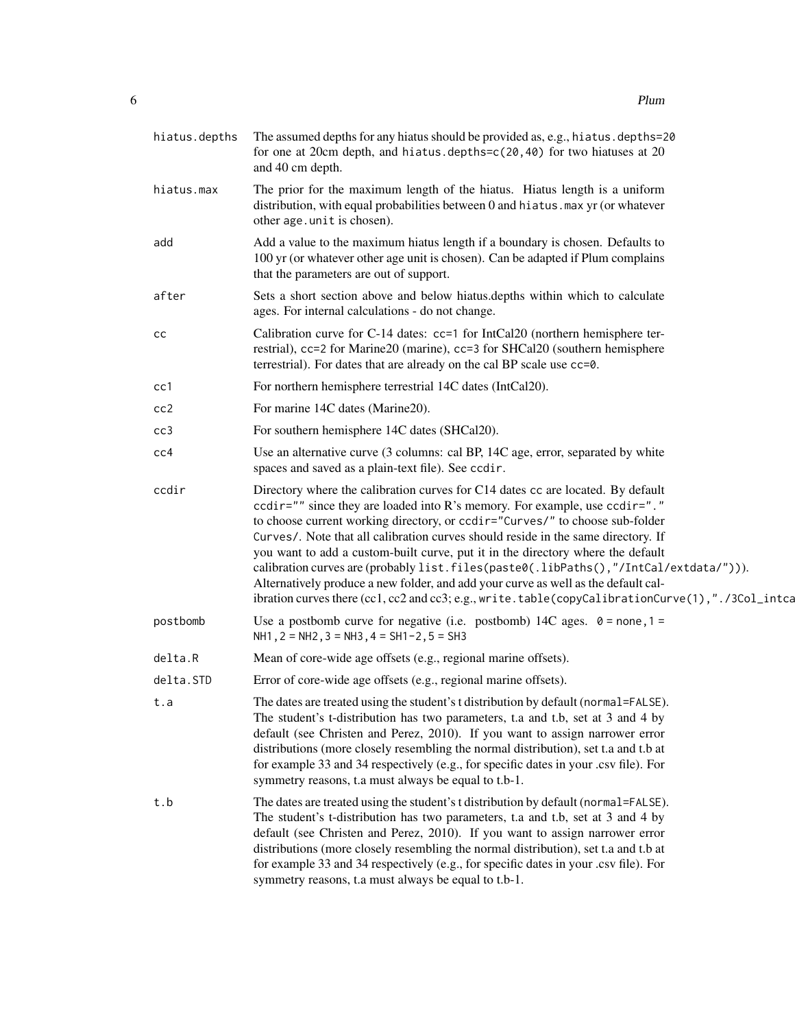| | |
|---|---|
| hiatus.depths | The assumed depths for any hiatus should be provided as, e.g., `hiatus.depths=20` for one at 20cm depth, and `hiatus.depths=c(20,40)` for two hiatuses at 20 and 40 cm depth. |
| hiatus.max | The prior for the maximum length of the hiatus. Hiatus length is a uniform distribution, with equal probabilities between 0 and `hiatus.max` yr (or whatever other `age.unit` is chosen). |
| add | Add a value to the maximum hiatus length if a boundary is chosen. Defaults to 100 yr (or whatever other age unit is chosen). Can be adapted if Plum complains that the parameters are out of support. |
| after | Sets a short section above and below hiatus.depths within which to calculate ages. For internal calculations - do not change. |
| cc | Calibration curve for C-14 dates: `cc=1` for IntCal20 (northern hemisphere terrestrial), `cc=2` for Marine20 (marine), `cc=3` for SHCal20 (southern hemisphere terrestrial). For dates that are already on the cal BP scale use `cc=0`. |
| cc1 | For northern hemisphere terrestrial 14C dates (IntCal20). |
| cc2 | For marine 14C dates (Marine20). |
| cc3 | For southern hemisphere 14C dates (SHCal20). |
| cc4 | Use an alternative curve (3 columns: cal BP, 14C age, error, separated by white spaces and saved as a plain-text file). See `ccdir`. |
| ccdir | Directory where the calibration curves for C14 dates `cc` are located. By default `ccdir=""` since they are loaded into R's memory. For example, use `ccdir="."` to choose current working directory, or `ccdir="Curves/"` to choose sub-folder `Curves/`. Note that all calibration curves should reside in the same directory. If you want to add a custom-built curve, put it in the directory where the default calibration curves are (probably `list.files(paste0(.libPaths(),"/IntCal/extdata/"))`). Alternatively produce a new folder, and add your curve as well as the default calibration curves there (cc1, cc2 and cc3; e.g., `write.table(copyCalibrationCurve(1),"./3Col_intca` |
| postbomb | Use a postbomb curve for negative (i.e. postbomb) 14C ages. `0 = none, 1 = NH1, 2 = NH2, 3 = NH3, 4 = SH1-2, 5 = SH3` |
| delta.R | Mean of core-wide age offsets (e.g., regional marine offsets). |
| delta.STD | Error of core-wide age offsets (e.g., regional marine offsets). |
| t.a | The dates are treated using the student's t distribution by default (`normal=FALSE`). The student's t-distribution has two parameters, t.a and t.b, set at 3 and 4 by default (see Christen and Perez, 2010). If you want to assign narrower error distributions (more closely resembling the normal distribution), set t.a and t.b at for example 33 and 34 respectively (e.g., for specific dates in your .csv file). For symmetry reasons, t.a must always be equal to t.b-1. |
| t.b | The dates are treated using the student's t distribution by default (`normal=FALSE`). The student's t-distribution has two parameters, t.a and t.b, set at 3 and 4 by default (see Christen and Perez, 2010). If you want to assign narrower error distributions (more closely resembling the normal distribution), set t.a and t.b at for example 33 and 34 respectively (e.g., for specific dates in your .csv file). For symmetry reasons, t.a must always be equal to t.b-1. |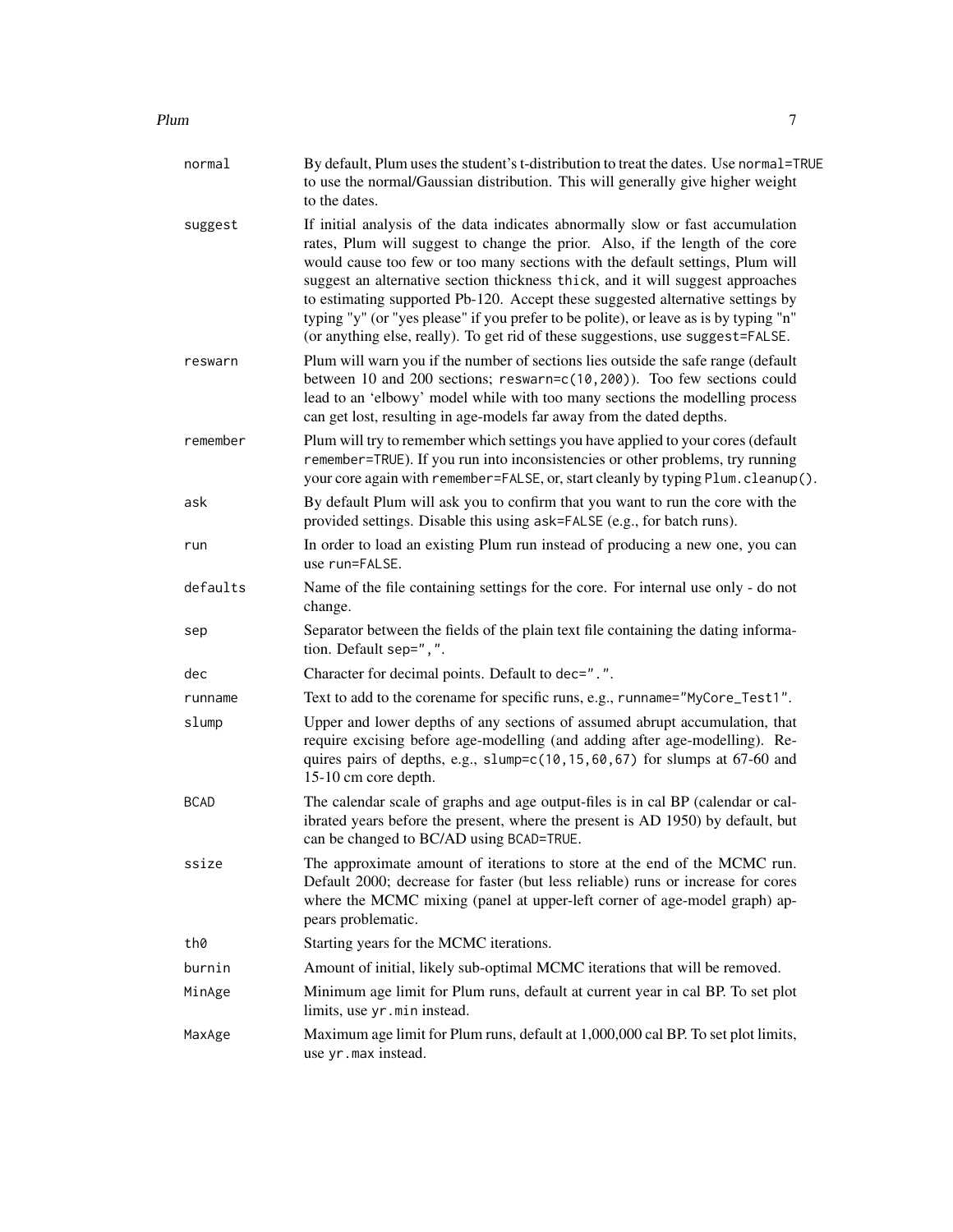| | |
|---|---|
| `normal` | By default, Plum uses the student's t-distribution to treat the dates. Use `normal=TRUE` to use the normal/Gaussian distribution. This will generally give higher weight to the dates. |
| `suggest` | If initial analysis of the data indicates abnormally slow or fast accumulation rates, Plum will suggest to change the prior. Also, if the length of the core would cause too few or too many sections with the default settings, Plum will suggest an alternative section thickness `thick`, and it will suggest approaches to estimating supported Pb-120. Accept these suggested alternative settings by typing "y" (or "yes please" if you prefer to be polite), or leave as is by typing "n" (or anything else, really). To get rid of these suggestions, use `suggest=FALSE`. |
| `reswarn` | Plum will warn you if the number of sections lies outside the safe range (default between 10 and 200 sections; `reswarn=c(10,200)`). Too few sections could lead to an 'elbowy' model while with too many sections the modelling process can get lost, resulting in age-models far away from the dated depths. |
| `remember` | Plum will try to remember which settings you have applied to your cores (default `remember=TRUE`). If you run into inconsistencies or other problems, try running your core again with `remember=FALSE`, or, start cleanly by typing `Plum.cleanup()`. |
| `ask` | By default Plum will ask you to confirm that you want to run the core with the provided settings. Disable this using `ask=FALSE` (e.g., for batch runs). |
| `run` | In order to load an existing Plum run instead of producing a new one, you can use `run=FALSE`. |
| `defaults` | Name of the file containing settings for the core. For internal use only - do not change. |
| `sep` | Separator between the fields of the plain text file containing the dating information. Default `sep=","`. |
| `dec` | Character for decimal points. Default to `dec="."`. |
| `runname` | Text to add to the corename for specific runs, e.g., `runname="MyCore_Test1"`. |
| `slump` | Upper and lower depths of any sections of assumed abrupt accumulation, that require excising before age-modelling (and adding after age-modelling). Requires pairs of depths, e.g., `slump=c(10,15,60,67)` for slumps at 67-60 and 15-10 cm core depth. |
| `BCAD` | The calendar scale of graphs and age output-files is in cal BP (calendar or calibrated years before the present, where the present is AD 1950) by default, but can be changed to BC/AD using `BCAD=TRUE`. |
| `ssize` | The approximate amount of iterations to store at the end of the MCMC run. Default 2000; decrease for faster (but less reliable) runs or increase for cores where the MCMC mixing (panel at upper-left corner of age-model graph) appears problematic. |
| `th0` | Starting years for the MCMC iterations. |
| `burnin` | Amount of initial, likely sub-optimal MCMC iterations that will be removed. |
| `MinAge` | Minimum age limit for Plum runs, default at current year in cal BP. To set plot limits, use `yr.min` instead. |
| `MaxAge` | Maximum age limit for Plum runs, default at 1,000,000 cal BP. To set plot limits, use `yr.max` instead. |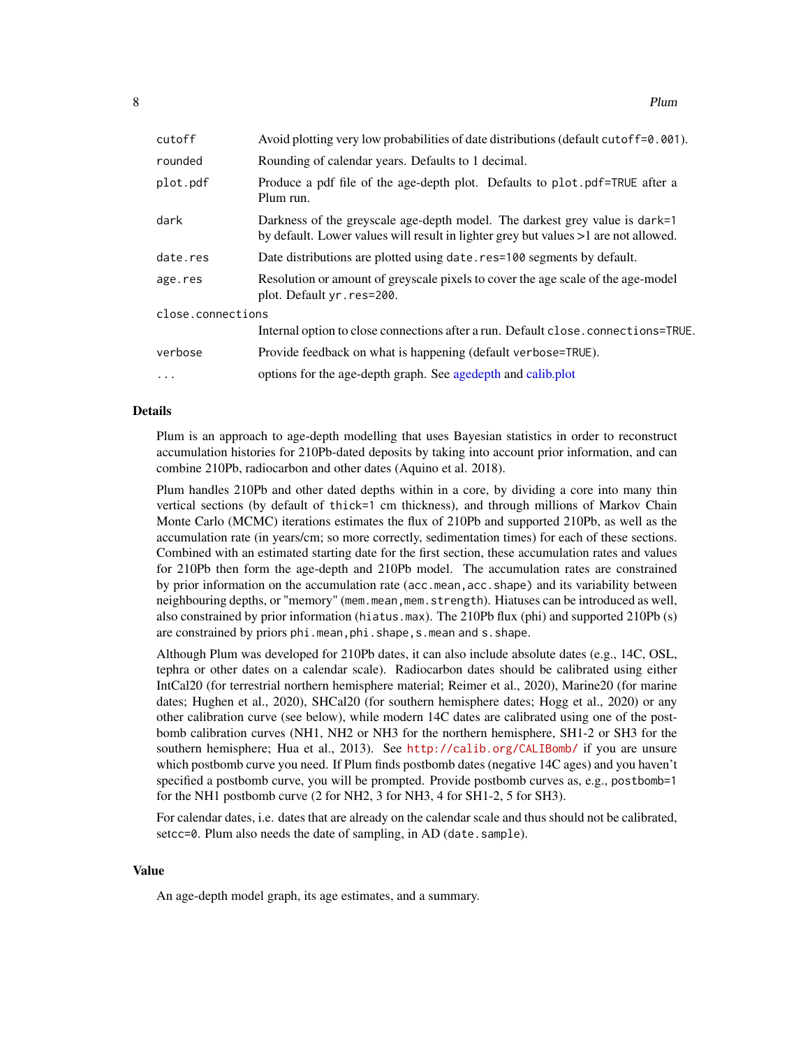| | |
|---|---|
| `cutoff` | Avoid plotting very low probabilities of date distributions (default `cutoff=0.001`). |
| `rounded` | Rounding of calendar years. Defaults to 1 decimal. |
| `plot.pdf` | Produce a pdf file of the age-depth plot. Defaults to `plot.pdf=TRUE` after a Plum run. |
| `dark` | Darkness of the greyscale age-depth model. The darkest grey value is `dark=1` by default. Lower values will result in lighter grey but values >1 are not allowed. |
| `date.res` | Date distributions are plotted using `date.res=100` segments by default. |
| `age.res` | Resolution or amount of greyscale pixels to cover the age scale of the age-model plot. Default `yr.res=200`. |
| `close.connections` | Internal option to close connections after a run. Default `close.connections=TRUE`. |
| `verbose` | Provide feedback on what is happening (default `verbose=TRUE`). |
| `...` | options for the age-depth graph. See agedepth and calib.plot |

## Details

Plum is an approach to age-depth modelling that uses Bayesian statistics in order to reconstruct accumulation histories for 210Pb-dated deposits by taking into account prior information, and can combine 210Pb, radiocarbon and other dates (Aquino et al. 2018).

Plum handles 210Pb and other dated depths within in a core, by dividing a core into many thin vertical sections (by default of `thick=1` cm thickness), and through millions of Markov Chain Monte Carlo (MCMC) iterations estimates the flux of 210Pb and supported 210Pb, as well as the accumulation rate (in years/cm; so more correctly, sedimentation times) for each of these sections. Combined with an estimated starting date for the first section, these accumulation rates and values for 210Pb then form the age-depth and 210Pb model. The accumulation rates are constrained by prior information on the accumulation rate (`acc.mean,acc.shape`) and its variability between neighbouring depths, or "memory" (`mem.mean,mem.strength`). Hiatuses can be introduced as well, also constrained by prior information (`hiatus.max`). The 210Pb flux (phi) and supported 210Pb (s) are constrained by priors `phi.mean,phi.shape,s.mean` and `s.shape`.

Although Plum was developed for 210Pb dates, it can also include absolute dates (e.g., 14C, OSL, tephra or other dates on a calendar scale). Radiocarbon dates should be calibrated using either IntCal20 (for terrestrial northern hemisphere material; Reimer et al., 2020), Marine20 (for marine dates; Hughen et al., 2020), SHCal20 (for southern hemisphere dates; Hogg et al., 2020) or any other calibration curve (see below), while modern 14C dates are calibrated using one of the post-bomb calibration curves (NH1, NH2 or NH3 for the northern hemisphere, SH1-2 or SH3 for the southern hemisphere; Hua et al., 2013). See http://calib.org/CALIBomb/ if you are unsure which postbomb curve you need. If Plum finds postbomb dates (negative 14C ages) and you haven't specified a postbomb curve, you will be prompted. Provide postbomb curves as, e.g., `postbomb=1` for the NH1 postbomb curve (2 for NH2, 3 for NH3, 4 for SH1-2, 5 for SH3).

For calendar dates, i.e. dates that are already on the calendar scale and thus should not be calibrated, `setcc=0`. Plum also needs the date of sampling, in AD (`date.sample`).

## Value

An age-depth model graph, its age estimates, and a summary.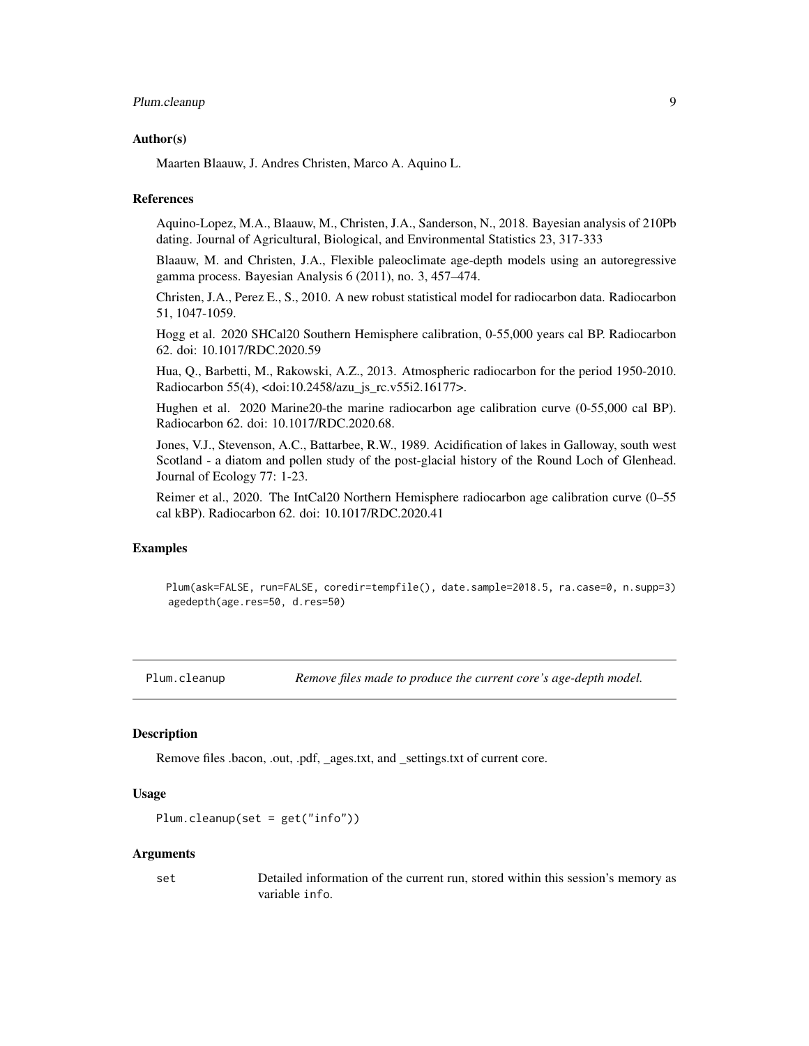### Author(s)

Maarten Blaauw, J. Andres Christen, Marco A. Aquino L.

### References

Aquino-Lopez, M.A., Blaauw, M., Christen, J.A., Sanderson, N., 2018. Bayesian analysis of 210Pb dating. Journal of Agricultural, Biological, and Environmental Statistics 23, 317-333

Blaauw, M. and Christen, J.A., Flexible paleoclimate age-depth models using an autoregressive gamma process. Bayesian Analysis 6 (2011), no. 3, 457–474.

Christen, J.A., Perez E., S., 2010. A new robust statistical model for radiocarbon data. Radiocarbon 51, 1047-1059.

Hogg et al. 2020 SHCal20 Southern Hemisphere calibration, 0-55,000 years cal BP. Radiocarbon 62. doi: 10.1017/RDC.2020.59

Hua, Q., Barbetti, M., Rakowski, A.Z., 2013. Atmospheric radiocarbon for the period 1950-2010. Radiocarbon 55(4), <doi:10.2458/azu_js_rc.v55i2.16177>.

Hughen et al. 2020 Marine20-the marine radiocarbon age calibration curve (0-55,000 cal BP). Radiocarbon 62. doi: 10.1017/RDC.2020.68.

Jones, V.J., Stevenson, A.C., Battarbee, R.W., 1989. Acidification of lakes in Galloway, south west Scotland - a diatom and pollen study of the post-glacial history of the Round Loch of Glenhead. Journal of Ecology 77: 1-23.

Reimer et al., 2020. The IntCal20 Northern Hemisphere radiocarbon age calibration curve (0–55 cal kBP). Radiocarbon 62. doi: 10.1017/RDC.2020.41

### Examples

```
Plum(ask=FALSE, run=FALSE, coredir=tempfile(), date.sample=2018.5, ra.case=0, n.supp=3)
agedepth(age.res=50, d.res=50)
```

---

## Plum.cleanup *Remove files made to produce the current core's age-depth model.*

### Description

Remove files .bacon, .out, .pdf, _ages.txt, and _settings.txt of current core.

### Usage

```
Plum.cleanup(set = get("info"))
```

### Arguments

`set` Detailed information of the current run, stored within this session's memory as variable `info`.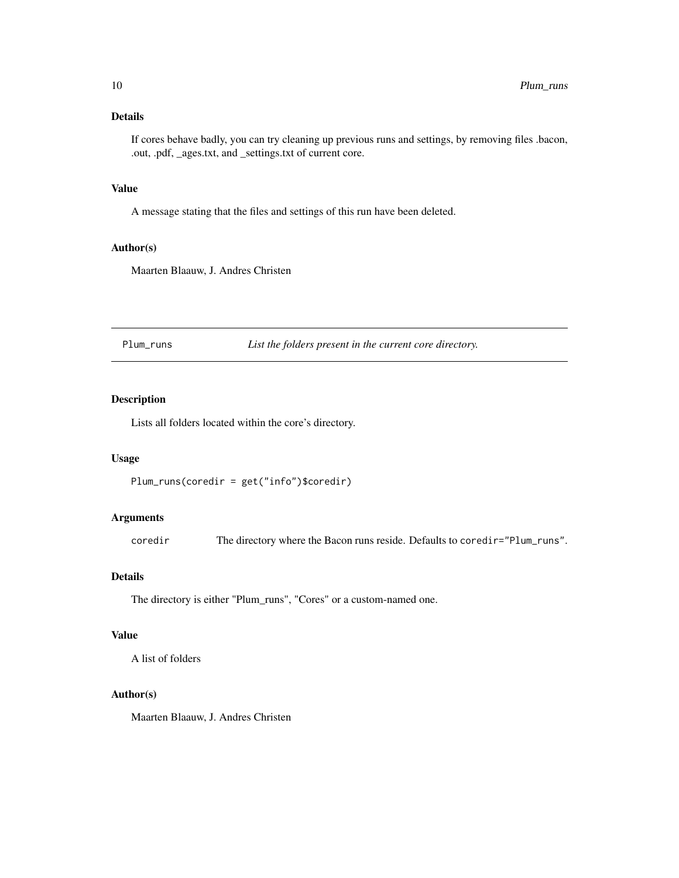### Details

If cores behave badly, you can try cleaning up previous runs and settings, by removing files .bacon, .out, .pdf, _ages.txt, and _settings.txt of current core.

### Value

A message stating that the files and settings of this run have been deleted.

### Author(s)

Maarten Blaauw, J. Andres Christen

---

## Plum_runs — *List the folders present in the current core directory.*

### Description

Lists all folders located within the core's directory.

### Usage

```
Plum_runs(coredir = get("info")$coredir)
```

### Arguments

| | |
|---|---|
| coredir | The directory where the Bacon runs reside. Defaults to `coredir="Plum_runs"`. |

### Details

The directory is either "Plum_runs", "Cores" or a custom-named one.

### Value

A list of folders

### Author(s)

Maarten Blaauw, J. Andres Christen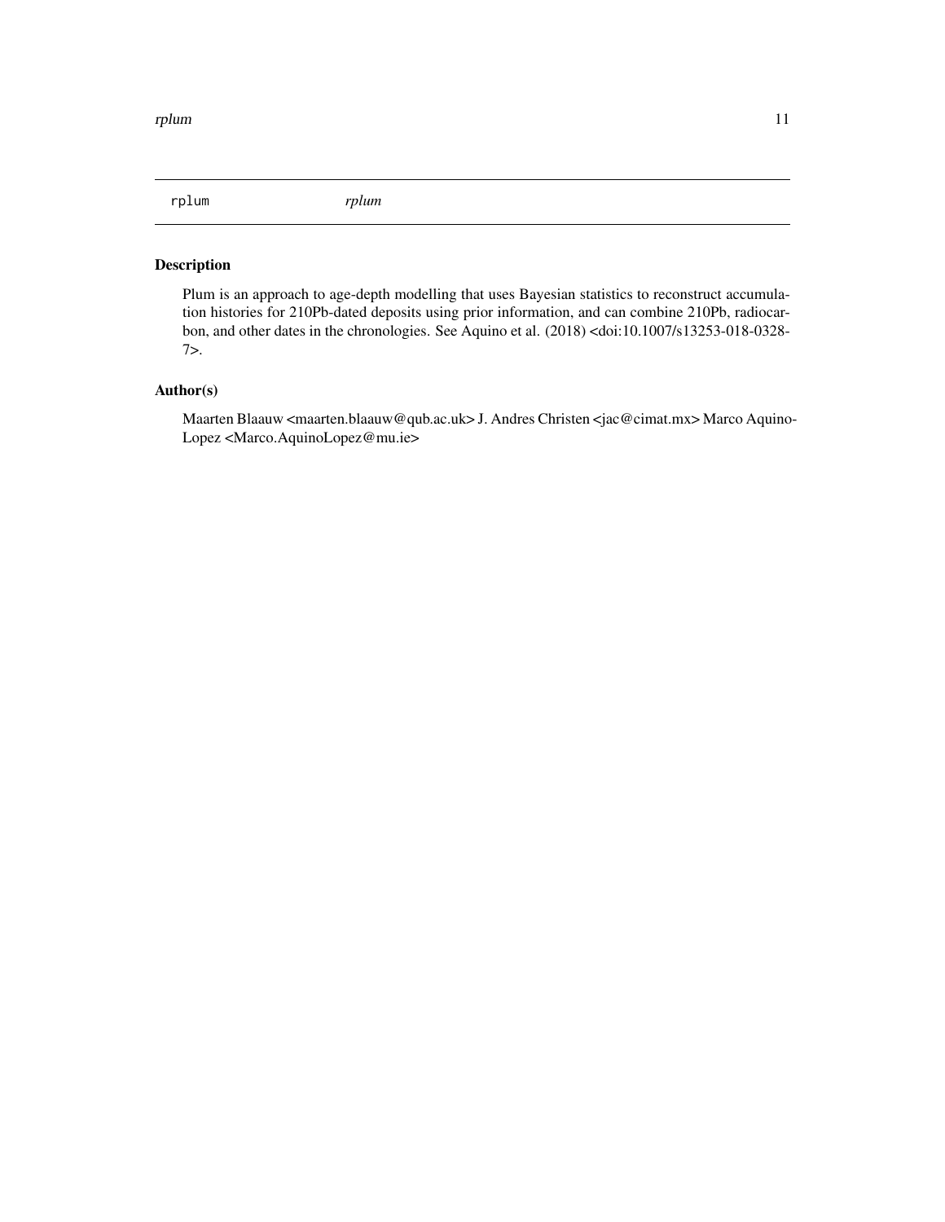rplum *rplum*

### Description

Plum is an approach to age-depth modelling that uses Bayesian statistics to reconstruct accumulation histories for 210Pb-dated deposits using prior information, and can combine 210Pb, radiocarbon, and other dates in the chronologies. See Aquino et al. (2018) <doi:10.1007/s13253-018-0328-7>.

### Author(s)

Maarten Blaauw <maarten.blaauw@qub.ac.uk> J. Andres Christen <jac@cimat.mx> Marco Aquino-Lopez <Marco.AquinoLopez@mu.ie>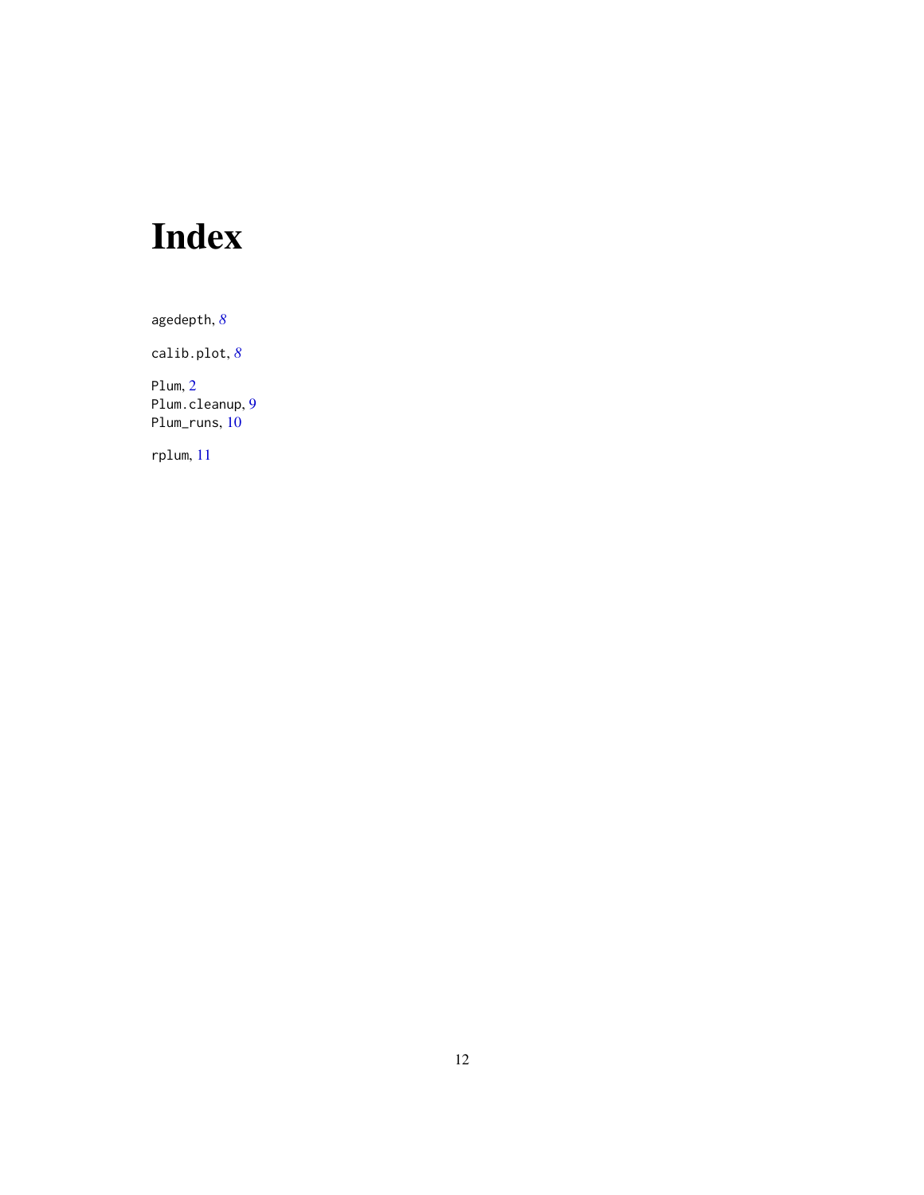# Index

agedepth, *8*

calib.plot, *8*

Plum, 2
Plum.cleanup, 9
Plum_runs, 10

rplum, 11